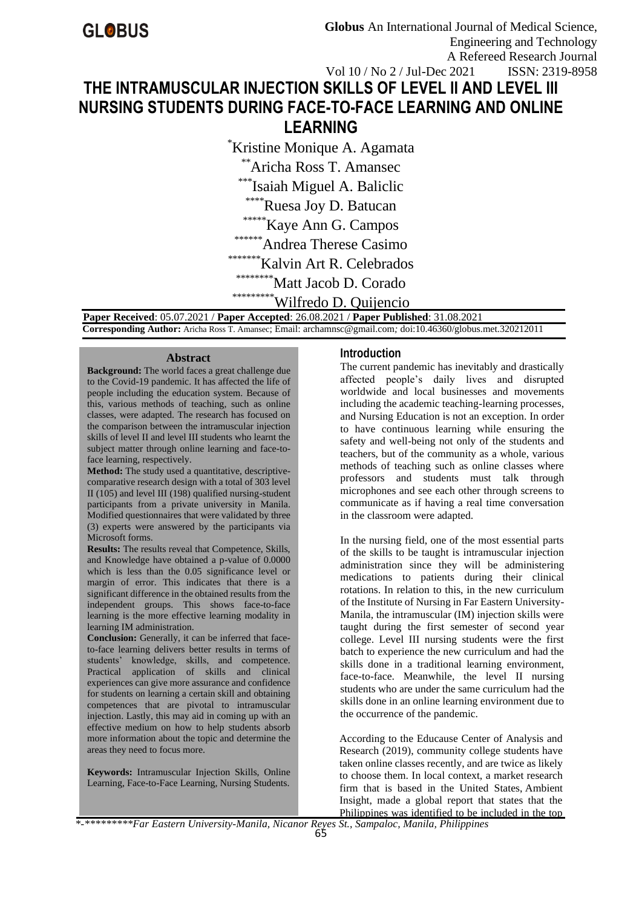# THE INTRAMUSCULAR INJECTION SKILLS OF LEVEL II AND LEVEL III NURSING STUDENTS DURING FACE-TO-FACE LEARNING AND ONLINE LEARNING

[*]Kristine Monique A. Agamata

[**]Aricha Ross T. Amansec

[***]Isaiah Miguel A. Baliclic

[****]Ruesa Joy D. Batucan

[*****]Kaye Ann G. Campos

[******]Andrea Therese Casimo

[*******]Kalvin Art R. Celebrados

[********]Matt Jacob D. Corado

[*********]Wilfredo D. Quijencio

**Paper Received**: 05.07.2021 / **Paper Accepted**: 26.08.2021 / **Paper Published**: 31.08.2021

**Corresponding Author:** Aricha Ross T. Amansec; Email: archamnsc@gmail.com*;* doi:10.46360/globus.met.320212011

## Abstract

**Background:** The world faces a great challenge due to the Covid-19 pandemic. It has affected the life of people including the education system. Because of this, various methods of teaching, such as online classes, were adapted. The research has focused on the comparison between the intramuscular injection skills of level II and level III students who learnt the subject matter through online learning and face-to-face learning, respectively.

**Method:** The study used a quantitative, descriptive-comparative research design with a total of 303 level II (105) and level III (198) qualified nursing-student participants from a private university in Manila. Modified questionnaires that were validated by three (3) experts were answered by the participants via Microsoft forms.

**Results:** The results reveal that Competence, Skills, and Knowledge have obtained a p-value of 0.0000 which is less than the 0.05 significance level or margin of error. This indicates that there is a significant difference in the obtained results from the independent groups. This shows face-to-face learning is the more effective learning modality in learning IM administration.

**Conclusion:** Generally, it can be inferred that face-to-face learning delivers better results in terms of students' knowledge, skills, and competence. Practical application of skills and clinical experiences can give more assurance and confidence for students on learning a certain skill and obtaining competences that are pivotal to intramuscular injection. Lastly, this may aid in coming up with an effective medium on how to help students absorb more information about the topic and determine the areas they need to focus more.

**Keywords:** Intramuscular Injection Skills, Online Learning, Face-to-Face Learning, Nursing Students.

## Introduction

The current pandemic has inevitably and drastically affected people's daily lives and disrupted worldwide and local businesses and movements including the academic teaching-learning processes, and Nursing Education is not an exception. In order to have continuous learning while ensuring the safety and well-being not only of the students and teachers, but of the community as a whole, various methods of teaching such as online classes where professors and students must talk through microphones and see each other through screens to communicate as if having a real time conversation in the classroom were adapted.

In the nursing field, one of the most essential parts of the skills to be taught is intramuscular injection administration since they will be administering medications to patients during their clinical rotations. In relation to this, in the new curriculum of the Institute of Nursing in Far Eastern University-Manila, the intramuscular (IM) injection skills were taught during the first semester of second year college. Level III nursing students were the first batch to experience the new curriculum and had the skills done in a traditional learning environment, face-to-face. Meanwhile, the level II nursing students who are under the same curriculum had the skills done in an online learning environment due to the occurrence of the pandemic.

According to the Educause Center of Analysis and Research (2019), community college students have taken online classes recently, and are twice as likely to choose them. In local context, a market research firm that is based in the United States, Ambient Insight, made a global report that states that the Philippines was identified to be included in the top

*-*********Far Eastern University-Manila, Nicanor Reyes St., Sampaloc, Manila, Philippines*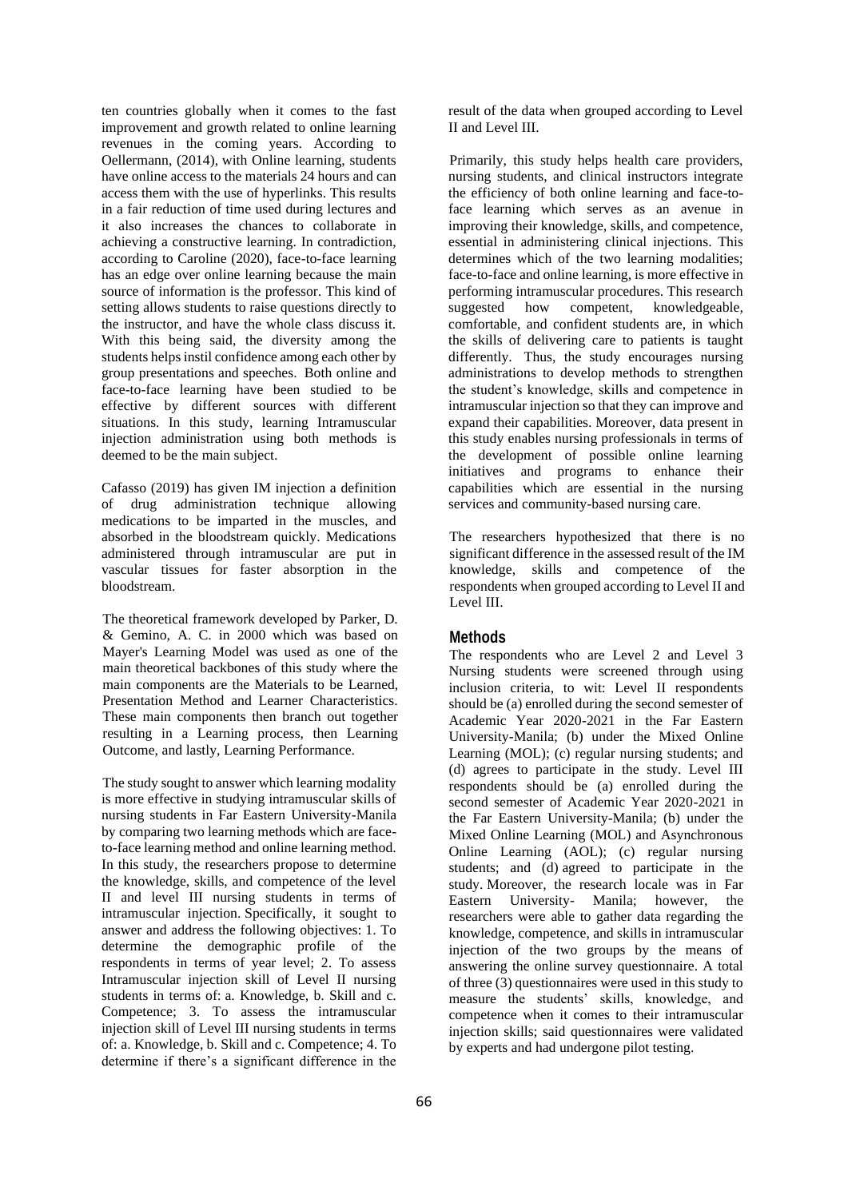ten countries globally when it comes to the fast improvement and growth related to online learning revenues in the coming years. According to Oellermann, (2014), with Online learning, students have online access to the materials 24 hours and can access them with the use of hyperlinks. This results in a fair reduction of time used during lectures and it also increases the chances to collaborate in achieving a constructive learning. In contradiction, according to Caroline (2020), face-to-face learning has an edge over online learning because the main source of information is the professor. This kind of setting allows students to raise questions directly to the instructor, and have the whole class discuss it. With this being said, the diversity among the students helps instil confidence among each other by group presentations and speeches. Both online and face-to-face learning have been studied to be effective by different sources with different situations. In this study, learning Intramuscular injection administration using both methods is deemed to be the main subject.

Cafasso (2019) has given IM injection a definition of drug administration technique allowing medications to be imparted in the muscles, and absorbed in the bloodstream quickly. Medications administered through intramuscular are put in vascular tissues for faster absorption in the bloodstream.

The theoretical framework developed by Parker, D. & Gemino, A. C. in 2000 which was based on Mayer's Learning Model was used as one of the main theoretical backbones of this study where the main components are the Materials to be Learned, Presentation Method and Learner Characteristics. These main components then branch out together resulting in a Learning process, then Learning Outcome, and lastly, Learning Performance.

The study sought to answer which learning modality is more effective in studying intramuscular skills of nursing students in Far Eastern University-Manila by comparing two learning methods which are face-to-face learning method and online learning method. In this study, the researchers propose to determine the knowledge, skills, and competence of the level II and level III nursing students in terms of intramuscular injection. Specifically, it sought to answer and address the following objectives: 1. To determine the demographic profile of the respondents in terms of year level; 2. To assess Intramuscular injection skill of Level II nursing students in terms of: a. Knowledge, b. Skill and c. Competence; 3. To assess the intramuscular injection skill of Level III nursing students in terms of: a. Knowledge, b. Skill and c. Competence; 4. To determine if there's a significant difference in the result of the data when grouped according to Level II and Level III.

Primarily, this study helps health care providers, nursing students, and clinical instructors integrate the efficiency of both online learning and face-to-face learning which serves as an avenue in improving their knowledge, skills, and competence, essential in administering clinical injections. This determines which of the two learning modalities; face-to-face and online learning, is more effective in performing intramuscular procedures. This research suggested how competent, knowledgeable, comfortable, and confident students are, in which the skills of delivering care to patients is taught differently. Thus, the study encourages nursing administrations to develop methods to strengthen the student's knowledge, skills and competence in intramuscular injection so that they can improve and expand their capabilities. Moreover, data present in this study enables nursing professionals in terms of the development of possible online learning initiatives and programs to enhance their capabilities which are essential in the nursing services and community-based nursing care.

The researchers hypothesized that there is no significant difference in the assessed result of the IM knowledge, skills and competence of the respondents when grouped according to Level II and Level III.

## Methods

The respondents who are Level 2 and Level 3 Nursing students were screened through using inclusion criteria, to wit: Level II respondents should be (a) enrolled during the second semester of Academic Year 2020-2021 in the Far Eastern University-Manila; (b) under the Mixed Online Learning (MOL); (c) regular nursing students; and (d) agrees to participate in the study. Level III respondents should be (a) enrolled during the second semester of Academic Year 2020-2021 in the Far Eastern University-Manila; (b) under the Mixed Online Learning (MOL) and Asynchronous Online Learning (AOL); (c) regular nursing students; and (d) agreed to participate in the study. Moreover, the research locale was in Far Eastern University- Manila; however, the researchers were able to gather data regarding the knowledge, competence, and skills in intramuscular injection of the two groups by the means of answering the online survey questionnaire. A total of three (3) questionnaires were used in this study to measure the students' skills, knowledge, and competence when it comes to their intramuscular injection skills; said questionnaires were validated by experts and had undergone pilot testing.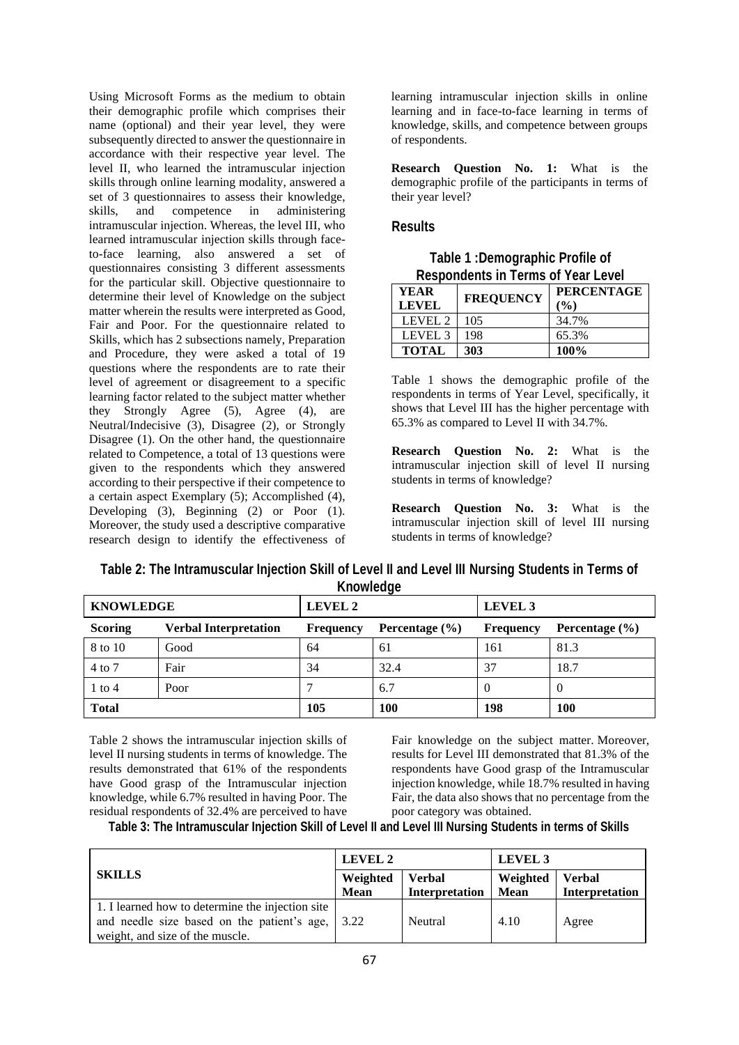Using Microsoft Forms as the medium to obtain their demographic profile which comprises their name (optional) and their year level, they were subsequently directed to answer the questionnaire in accordance with their respective year level. The level II, who learned the intramuscular injection skills through online learning modality, answered a set of 3 questionnaires to assess their knowledge, skills, and competence in administering intramuscular injection. Whereas, the level III, who learned intramuscular injection skills through face-to-face learning, also answered a set of questionnaires consisting 3 different assessments for the particular skill. Objective questionnaire to determine their level of Knowledge on the subject matter wherein the results were interpreted as Good, Fair and Poor. For the questionnaire related to Skills, which has 2 subsections namely, Preparation and Procedure, they were asked a total of 19 questions where the respondents are to rate their level of agreement or disagreement to a specific learning factor related to the subject matter whether they Strongly Agree (5), Agree (4), are Neutral/Indecisive (3), Disagree (2), or Strongly Disagree (1). On the other hand, the questionnaire related to Competence, a total of 13 questions were given to the respondents which they answered according to their perspective if their competence to a certain aspect Exemplary (5); Accomplished (4), Developing (3), Beginning (2) or Poor (1). Moreover, the study used a descriptive comparative research design to identify the effectiveness of learning intramuscular injection skills in online learning and in face-to-face learning in terms of knowledge, skills, and competence between groups of respondents.

**Research Question No. 1:** What is the demographic profile of the participants in terms of their year level?

## Results

**Table 1 :Demographic Profile of Respondents in Terms of Year Level**

| YEAR LEVEL | FREQUENCY | PERCENTAGE (%) |
|---|---|---|
| LEVEL 2 | 105 | 34.7% |
| LEVEL 3 | 198 | 65.3% |
| **TOTAL** | **303** | **100%** |

Table 1 shows the demographic profile of the respondents in terms of Year Level, specifically, it shows that Level III has the higher percentage with 65.3% as compared to Level II with 34.7%.

**Research Question No. 2:** What is the intramuscular injection skill of level II nursing students in terms of knowledge?

**Research Question No. 3:** What is the intramuscular injection skill of level III nursing students in terms of knowledge?

**Table 2: The Intramuscular Injection Skill of Level II and Level III Nursing Students in Terms of Knowledge**

| KNOWLEDGE | | LEVEL 2 | | LEVEL 3 | |
|---|---|---|---|---|---|
| **Scoring** | **Verbal Interpretation** | **Frequency** | **Percentage (%)** | **Frequency** | **Percentage (%)** |
| 8 to 10 | Good | 64 | 61 | 161 | 81.3 |
| 4 to 7 | Fair | 34 | 32.4 | 37 | 18.7 |
| 1 to 4 | Poor | 7 | 6.7 | 0 | 0 |
| **Total** | | **105** | **100** | **198** | **100** |

Table 2 shows the intramuscular injection skills of level II nursing students in terms of knowledge. The results demonstrated that 61% of the respondents have Good grasp of the Intramuscular injection knowledge, while 6.7% resulted in having Poor. The residual respondents of 32.4% are perceived to have Fair knowledge on the subject matter. Moreover, results for Level III demonstrated that 81.3% of the respondents have Good grasp of the Intramuscular injection knowledge, while 18.7% resulted in having Fair, the data also shows that no percentage from the poor category was obtained.

**Table 3: The Intramuscular Injection Skill of Level II and Level III Nursing Students in terms of Skills**

| SKILLS | LEVEL 2 | | LEVEL 3 | |
|---|---|---|---|---|
| | **Weighted Mean** | **Verbal Interpretation** | **Weighted Mean** | **Verbal Interpretation** |
| 1. I learned how to determine the injection site and needle size based on the patient's age, weight, and size of the muscle. | 3.22 | Neutral | 4.10 | Agree |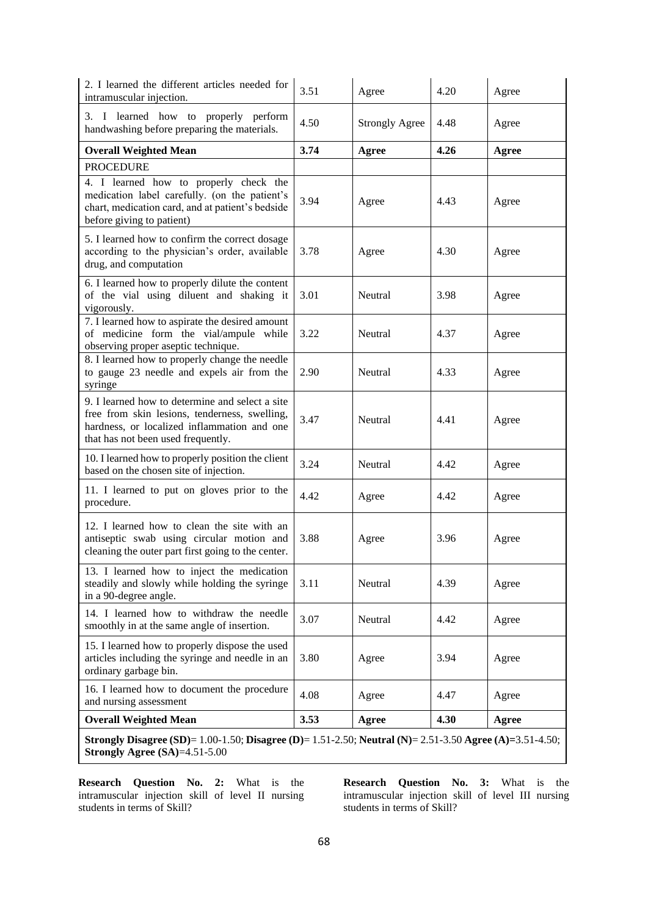| | | | | |
|---|---|---|---|---|
| 2. I learned the different articles needed for intramuscular injection. | 3.51 | Agree | 4.20 | Agree |
| 3. I learned how to properly perform handwashing before preparing the materials. | 4.50 | Strongly Agree | 4.48 | Agree |
| **Overall Weighted Mean** | **3.74** | **Agree** | **4.26** | **Agree** |
| PROCEDURE | | | | |
| 4. I learned how to properly check the medication label carefully. (on the patient's chart, medication card, and at patient's bedside before giving to patient) | 3.94 | Agree | 4.43 | Agree |
| 5. I learned how to confirm the correct dosage according to the physician's order, available drug, and computation | 3.78 | Agree | 4.30 | Agree |
| 6. I learned how to properly dilute the content of the vial using diluent and shaking it vigorously. | 3.01 | Neutral | 3.98 | Agree |
| 7. I learned how to aspirate the desired amount of medicine form the vial/ampule while observing proper aseptic technique. | 3.22 | Neutral | 4.37 | Agree |
| 8. I learned how to properly change the needle to gauge 23 needle and expels air from the syringe | 2.90 | Neutral | 4.33 | Agree |
| 9. I learned how to determine and select a site free from skin lesions, tenderness, swelling, hardness, or localized inflammation and one that has not been used frequently. | 3.47 | Neutral | 4.41 | Agree |
| 10. I learned how to properly position the client based on the chosen site of injection. | 3.24 | Neutral | 4.42 | Agree |
| 11. I learned to put on gloves prior to the procedure. | 4.42 | Agree | 4.42 | Agree |
| 12. I learned how to clean the site with an antiseptic swab using circular motion and cleaning the outer part first going to the center. | 3.88 | Agree | 3.96 | Agree |
| 13. I learned how to inject the medication steadily and slowly while holding the syringe in a 90-degree angle. | 3.11 | Neutral | 4.39 | Agree |
| 14. I learned how to withdraw the needle smoothly in at the same angle of insertion. | 3.07 | Neutral | 4.42 | Agree |
| 15. I learned how to properly dispose the used articles including the syringe and needle in an ordinary garbage bin. | 3.80 | Agree | 3.94 | Agree |
| 16. I learned how to document the procedure and nursing assessment | 4.08 | Agree | 4.47 | Agree |
| **Overall Weighted Mean** | **3.53** | **Agree** | **4.30** | **Agree** |
| **Strongly Disagree (SD)**= 1.00-1.50; **Disagree (D)**= 1.51-2.50; **Neutral (N)**= 2.51-3.50 **Agree (A)=**3.51-4.50; **Strongly Agree (SA)**=4.51-5.00 | | | | |

**Research Question No. 2:** What is the intramuscular injection skill of level II nursing students in terms of Skill?

**Research Question No. 3:** What is the intramuscular injection skill of level III nursing students in terms of Skill?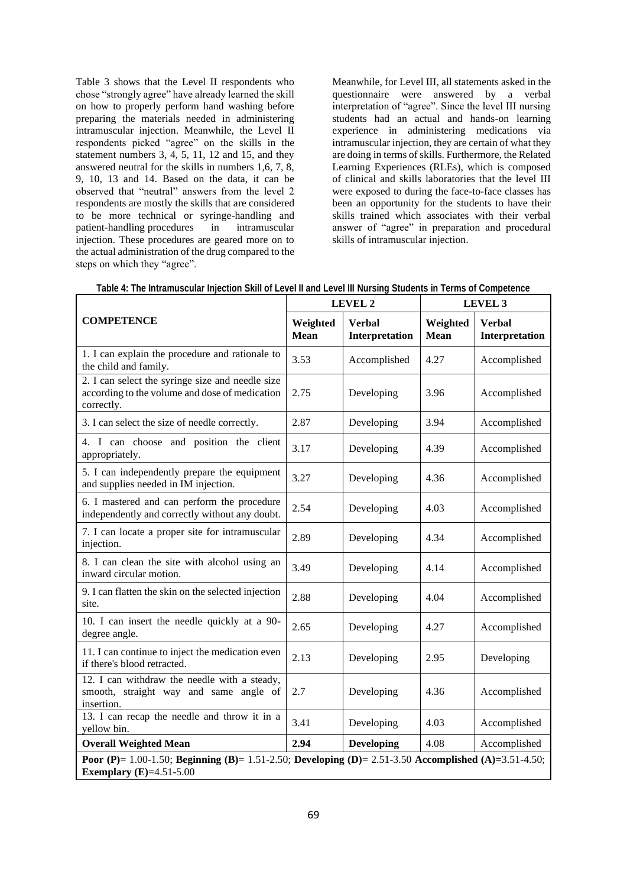Table 3 shows that the Level II respondents who chose "strongly agree" have already learned the skill on how to properly perform hand washing before preparing the materials needed in administering intramuscular injection. Meanwhile, the Level II respondents picked "agree" on the skills in the statement numbers 3, 4, 5, 11, 12 and 15, and they answered neutral for the skills in numbers 1,6, 7, 8, 9, 10, 13 and 14. Based on the data, it can be observed that "neutral" answers from the level 2 respondents are mostly the skills that are considered to be more technical or syringe-handling and patient-handling procedures in intramuscular injection. These procedures are geared more on to the actual administration of the drug compared to the steps on which they "agree".

Meanwhile, for Level III, all statements asked in the questionnaire were answered by a verbal interpretation of "agree". Since the level III nursing students had an actual and hands-on learning experience in administering medications via intramuscular injection, they are certain of what they are doing in terms of skills. Furthermore, the Related Learning Experiences (RLEs), which is composed of clinical and skills laboratories that the level III were exposed to during the face-to-face classes has been an opportunity for the students to have their skills trained which associates with their verbal answer of "agree" in preparation and procedural skills of intramuscular injection.

**Table 4: The Intramuscular Injection Skill of Level II and Level III Nursing Students in Terms of Competence**

| COMPETENCE | LEVEL 2 | | LEVEL 3 | |
|---|---|---|---|---|
| | **Weighted Mean** | **Verbal Interpretation** | **Weighted Mean** | **Verbal Interpretation** |
| 1. I can explain the procedure and rationale to the child and family. | 3.53 | Accomplished | 4.27 | Accomplished |
| 2. I can select the syringe size and needle size according to the volume and dose of medication correctly. | 2.75 | Developing | 3.96 | Accomplished |
| 3. I can select the size of needle correctly. | 2.87 | Developing | 3.94 | Accomplished |
| 4. I can choose and position the client appropriately. | 3.17 | Developing | 4.39 | Accomplished |
| 5. I can independently prepare the equipment and supplies needed in IM injection. | 3.27 | Developing | 4.36 | Accomplished |
| 6. I mastered and can perform the procedure independently and correctly without any doubt. | 2.54 | Developing | 4.03 | Accomplished |
| 7. I can locate a proper site for intramuscular injection. | 2.89 | Developing | 4.34 | Accomplished |
| 8. I can clean the site with alcohol using an inward circular motion. | 3.49 | Developing | 4.14 | Accomplished |
| 9. I can flatten the skin on the selected injection site. | 2.88 | Developing | 4.04 | Accomplished |
| 10. I can insert the needle quickly at a 90-degree angle. | 2.65 | Developing | 4.27 | Accomplished |
| 11. I can continue to inject the medication even if there's blood retracted. | 2.13 | Developing | 2.95 | Developing |
| 12. I can withdraw the needle with a steady, smooth, straight way and same angle of insertion. | 2.7 | Developing | 4.36 | Accomplished |
| 13. I can recap the needle and throw it in a yellow bin. | 3.41 | Developing | 4.03 | Accomplished |
| **Overall Weighted Mean** | **2.94** | **Developing** | 4.08 | Accomplished |

**Poor (P)**= 1.00-1.50; **Beginning (B)**= 1.51-2.50; **Developing (D)**= 2.51-3.50 **Accomplished (A)**=3.51-4.50; **Exemplary (E)**=4.51-5.00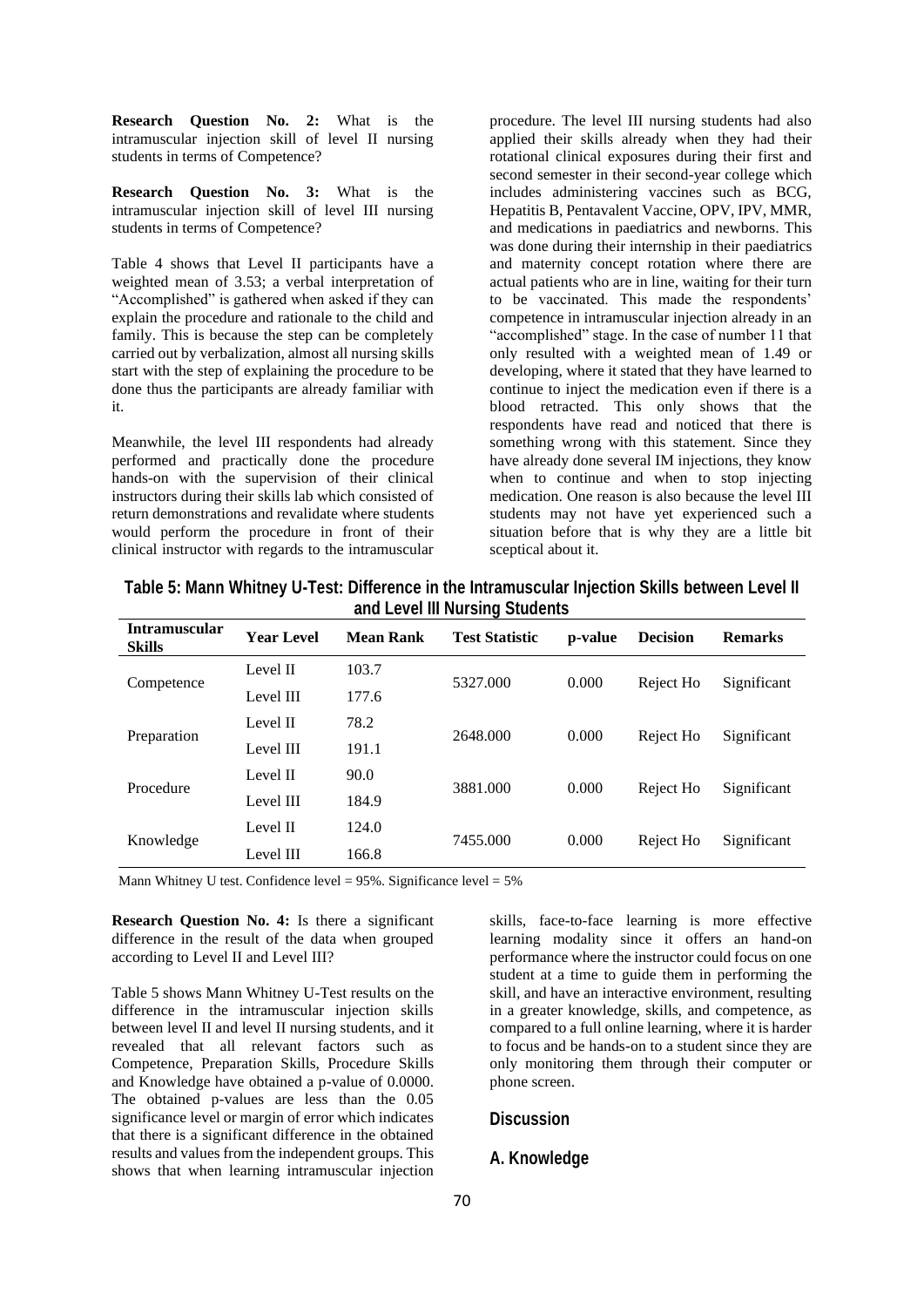**Research Question No. 2:** What is the intramuscular injection skill of level II nursing students in terms of Competence?

**Research Question No. 3:** What is the intramuscular injection skill of level III nursing students in terms of Competence?

Table 4 shows that Level II participants have a weighted mean of 3.53; a verbal interpretation of "Accomplished" is gathered when asked if they can explain the procedure and rationale to the child and family. This is because the step can be completely carried out by verbalization, almost all nursing skills start with the step of explaining the procedure to be done thus the participants are already familiar with it.

Meanwhile, the level III respondents had already performed and practically done the procedure hands-on with the supervision of their clinical instructors during their skills lab which consisted of return demonstrations and revalidate where students would perform the procedure in front of their clinical instructor with regards to the intramuscular procedure. The level III nursing students had also applied their skills already when they had their rotational clinical exposures during their first and second semester in their second-year college which includes administering vaccines such as BCG, Hepatitis B, Pentavalent Vaccine, OPV, IPV, MMR, and medications in paediatrics and newborns. This was done during their internship in their paediatrics and maternity concept rotation where there are actual patients who are in line, waiting for their turn to be vaccinated. This made the respondents' competence in intramuscular injection already in an "accomplished" stage. In the case of number 11 that only resulted with a weighted mean of 1.49 or developing, where it stated that they have learned to continue to inject the medication even if there is a blood retracted. This only shows that the respondents have read and noticed that there is something wrong with this statement. Since they have already done several IM injections, they know when to continue and when to stop injecting medication. One reason is also because the level III students may not have yet experienced such a situation before that is why they are a little bit sceptical about it.

**Table 5: Mann Whitney U-Test: Difference in the Intramuscular Injection Skills between Level II and Level III Nursing Students**

| Intramuscular Skills | Year Level | Mean Rank | Test Statistic | p-value | Decision | Remarks |
|---|---|---|---|---|---|---|
| Competence | Level II | 103.7 | 5327.000 | 0.000 | Reject Ho | Significant |
| | Level III | 177.6 | | | | |
| Preparation | Level II | 78.2 | 2648.000 | 0.000 | Reject Ho | Significant |
| | Level III | 191.1 | | | | |
| Procedure | Level II | 90.0 | 3881.000 | 0.000 | Reject Ho | Significant |
| | Level III | 184.9 | | | | |
| Knowledge | Level II | 124.0 | 7455.000 | 0.000 | Reject Ho | Significant |
| | Level III | 166.8 | | | | |

Mann Whitney U test. Confidence level = 95%. Significance level = 5%

**Research Question No. 4:** Is there a significant difference in the result of the data when grouped according to Level II and Level III?

Table 5 shows Mann Whitney U-Test results on the difference in the intramuscular injection skills between level II and level II nursing students, and it revealed that all relevant factors such as Competence, Preparation Skills, Procedure Skills and Knowledge have obtained a p-value of 0.0000. The obtained p-values are less than the 0.05 significance level or margin of error which indicates that there is a significant difference in the obtained results and values from the independent groups. This shows that when learning intramuscular injection skills, face-to-face learning is more effective learning modality since it offers an hand-on performance where the instructor could focus on one student at a time to guide them in performing the skill, and have an interactive environment, resulting in a greater knowledge, skills, and competence, as compared to a full online learning, where it is harder to focus and be hands-on to a student since they are only monitoring them through their computer or phone screen.

## Discussion

### A. Knowledge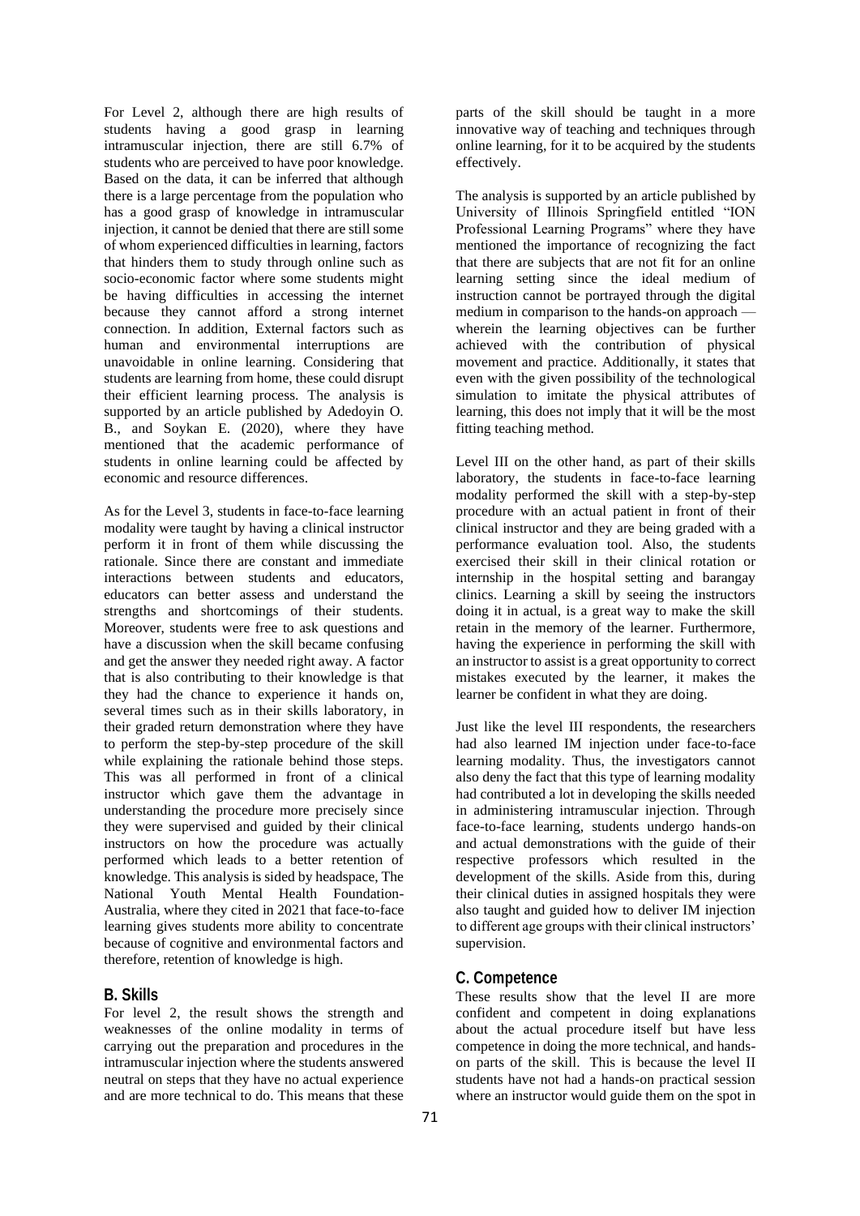For Level 2, although there are high results of students having a good grasp in learning intramuscular injection, there are still 6.7% of students who are perceived to have poor knowledge. Based on the data, it can be inferred that although there is a large percentage from the population who has a good grasp of knowledge in intramuscular injection, it cannot be denied that there are still some of whom experienced difficulties in learning, factors that hinders them to study through online such as socio-economic factor where some students might be having difficulties in accessing the internet because they cannot afford a strong internet connection. In addition, External factors such as human and environmental interruptions are unavoidable in online learning. Considering that students are learning from home, these could disrupt their efficient learning process. The analysis is supported by an article published by Adedoyin O. B., and Soykan E. (2020), where they have mentioned that the academic performance of students in online learning could be affected by economic and resource differences.

As for the Level 3, students in face-to-face learning modality were taught by having a clinical instructor perform it in front of them while discussing the rationale. Since there are constant and immediate interactions between students and educators, educators can better assess and understand the strengths and shortcomings of their students. Moreover, students were free to ask questions and have a discussion when the skill became confusing and get the answer they needed right away. A factor that is also contributing to their knowledge is that they had the chance to experience it hands on, several times such as in their skills laboratory, in their graded return demonstration where they have to perform the step-by-step procedure of the skill while explaining the rationale behind those steps. This was all performed in front of a clinical instructor which gave them the advantage in understanding the procedure more precisely since they were supervised and guided by their clinical instructors on how the procedure was actually performed which leads to a better retention of knowledge. This analysis is sided by headspace, The National Youth Mental Health Foundation-Australia, where they cited in 2021 that face-to-face learning gives students more ability to concentrate because of cognitive and environmental factors and therefore, retention of knowledge is high.

## B. Skills

For level 2, the result shows the strength and weaknesses of the online modality in terms of carrying out the preparation and procedures in the intramuscular injection where the students answered neutral on steps that they have no actual experience and are more technical to do. This means that these parts of the skill should be taught in a more innovative way of teaching and techniques through online learning, for it to be acquired by the students effectively.

The analysis is supported by an article published by University of Illinois Springfield entitled "ION Professional Learning Programs" where they have mentioned the importance of recognizing the fact that there are subjects that are not fit for an online learning setting since the ideal medium of instruction cannot be portrayed through the digital medium in comparison to the hands-on approach — wherein the learning objectives can be further achieved with the contribution of physical movement and practice. Additionally, it states that even with the given possibility of the technological simulation to imitate the physical attributes of learning, this does not imply that it will be the most fitting teaching method.

Level III on the other hand, as part of their skills laboratory, the students in face-to-face learning modality performed the skill with a step-by-step procedure with an actual patient in front of their clinical instructor and they are being graded with a performance evaluation tool. Also, the students exercised their skill in their clinical rotation or internship in the hospital setting and barangay clinics. Learning a skill by seeing the instructors doing it in actual, is a great way to make the skill retain in the memory of the learner. Furthermore, having the experience in performing the skill with an instructor to assist is a great opportunity to correct mistakes executed by the learner, it makes the learner be confident in what they are doing.

Just like the level III respondents, the researchers had also learned IM injection under face-to-face learning modality. Thus, the investigators cannot also deny the fact that this type of learning modality had contributed a lot in developing the skills needed in administering intramuscular injection. Through face-to-face learning, students undergo hands-on and actual demonstrations with the guide of their respective professors which resulted in the development of the skills. Aside from this, during their clinical duties in assigned hospitals they were also taught and guided how to deliver IM injection to different age groups with their clinical instructors' supervision.

## C. Competence

These results show that the level II are more confident and competent in doing explanations about the actual procedure itself but have less competence in doing the more technical, and hands-on parts of the skill. This is because the level II students have not had a hands-on practical session where an instructor would guide them on the spot in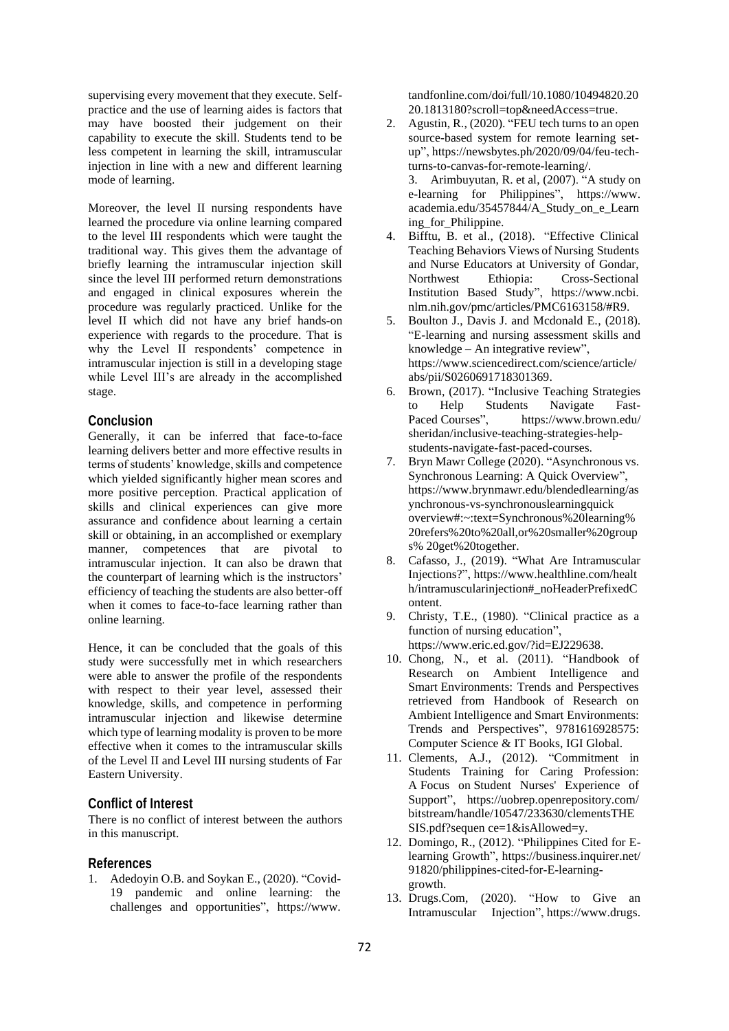supervising every movement that they execute. Self-practice and the use of learning aides is factors that may have boosted their judgement on their capability to execute the skill. Students tend to be less competent in learning the skill, intramuscular injection in line with a new and different learning mode of learning.

Moreover, the level II nursing respondents have learned the procedure via online learning compared to the level III respondents which were taught the traditional way. This gives them the advantage of briefly learning the intramuscular injection skill since the level III performed return demonstrations and engaged in clinical exposures wherein the procedure was regularly practiced. Unlike for the level II which did not have any brief hands-on experience with regards to the procedure. That is why the Level II respondents' competence in intramuscular injection is still in a developing stage while Level III's are already in the accomplished stage.

## Conclusion

Generally, it can be inferred that face-to-face learning delivers better and more effective results in terms of students' knowledge, skills and competence which yielded significantly higher mean scores and more positive perception. Practical application of skills and clinical experiences can give more assurance and confidence about learning a certain skill or obtaining, in an accomplished or exemplary manner, competences that are pivotal to intramuscular injection. It can also be drawn that the counterpart of learning which is the instructors' efficiency of teaching the students are also better-off when it comes to face-to-face learning rather than online learning.

Hence, it can be concluded that the goals of this study were successfully met in which researchers were able to answer the profile of the respondents with respect to their year level, assessed their knowledge, skills, and competence in performing intramuscular injection and likewise determine which type of learning modality is proven to be more effective when it comes to the intramuscular skills of the Level II and Level III nursing students of Far Eastern University.

## Conflict of Interest

There is no conflict of interest between the authors in this manuscript.

## References

1. Adedoyin O.B. and Soykan E., (2020). "Covid-19 pandemic and online learning: the challenges and opportunities", https://www.tandfonline.com/doi/full/10.1080/10494820.2020.1813180?scroll=top&needAccess=true.
2. Agustin, R., (2020). "FEU tech turns to an open source-based system for remote learning set-up", https://newsbytes.ph/2020/09/04/feu-tech-turns-to-canvas-for-remote-learning/.
3. Arimbuyutan, R. et al, (2007). "A study on e-learning for Philippines", https://www.academia.edu/35457844/A_Study_on_e_Learning_for_Philippine.
4. Bifftu, B. et al., (2018). "Effective Clinical Teaching Behaviors Views of Nursing Students and Nurse Educators at University of Gondar, Northwest Ethiopia: Cross-Sectional Institution Based Study", https://www.ncbi.nlm.nih.gov/pmc/articles/PMC6163158/#R9.
5. Boulton J., Davis J. and Mcdonald E., (2018). "E-learning and nursing assessment skills and knowledge – An integrative review", https://www.sciencedirect.com/science/article/abs/pii/S0260691718301369.
6. Brown, (2017). "Inclusive Teaching Strategies to Help Students Navigate Fast-Paced Courses", https://www.brown.edu/sheridan/inclusive-teaching-strategies-help-students-navigate-fast-paced-courses.
7. Bryn Mawr College (2020). "Asynchronous vs. Synchronous Learning: A Quick Overview", https://www.brynmawr.edu/blendedlearning/asynchronous-vs-synchronouslearningquick overview#:~:text=Synchronous%20learning%20refers%20to%20all,or%20smaller%20groups% 20get%20together.
8. Cafasso, J., (2019). "What Are Intramuscular Injections?", https://www.healthline.com/health/intramuscularinjection#_noHeaderPrefixedContent.
9. Christy, T.E., (1980). "Clinical practice as a function of nursing education", https://www.eric.ed.gov/?id=EJ229638.
10. Chong, N., et al. (2011). "Handbook of Research on Ambient Intelligence and Smart Environments: Trends and Perspectives retrieved from Handbook of Research on Ambient Intelligence and Smart Environments: Trends and Perspectives", 9781616928575: Computer Science & IT Books, IGI Global.
11. Clements, A.J., (2012). "Commitment in Students Training for Caring Profession: A Focus on Student Nurses' Experience of Support", https://uobrep.openrepository.com/bitstream/handle/10547/233630/clementsTHESIS.pdf?sequen ce=1&isAllowed=y.
12. Domingo, R., (2012). "Philippines Cited for E-learning Growth", https://business.inquirer.net/91820/philippines-cited-for-E-learning-growth.
13. Drugs.Com, (2020). "How to Give an Intramuscular Injection", https://www.drugs.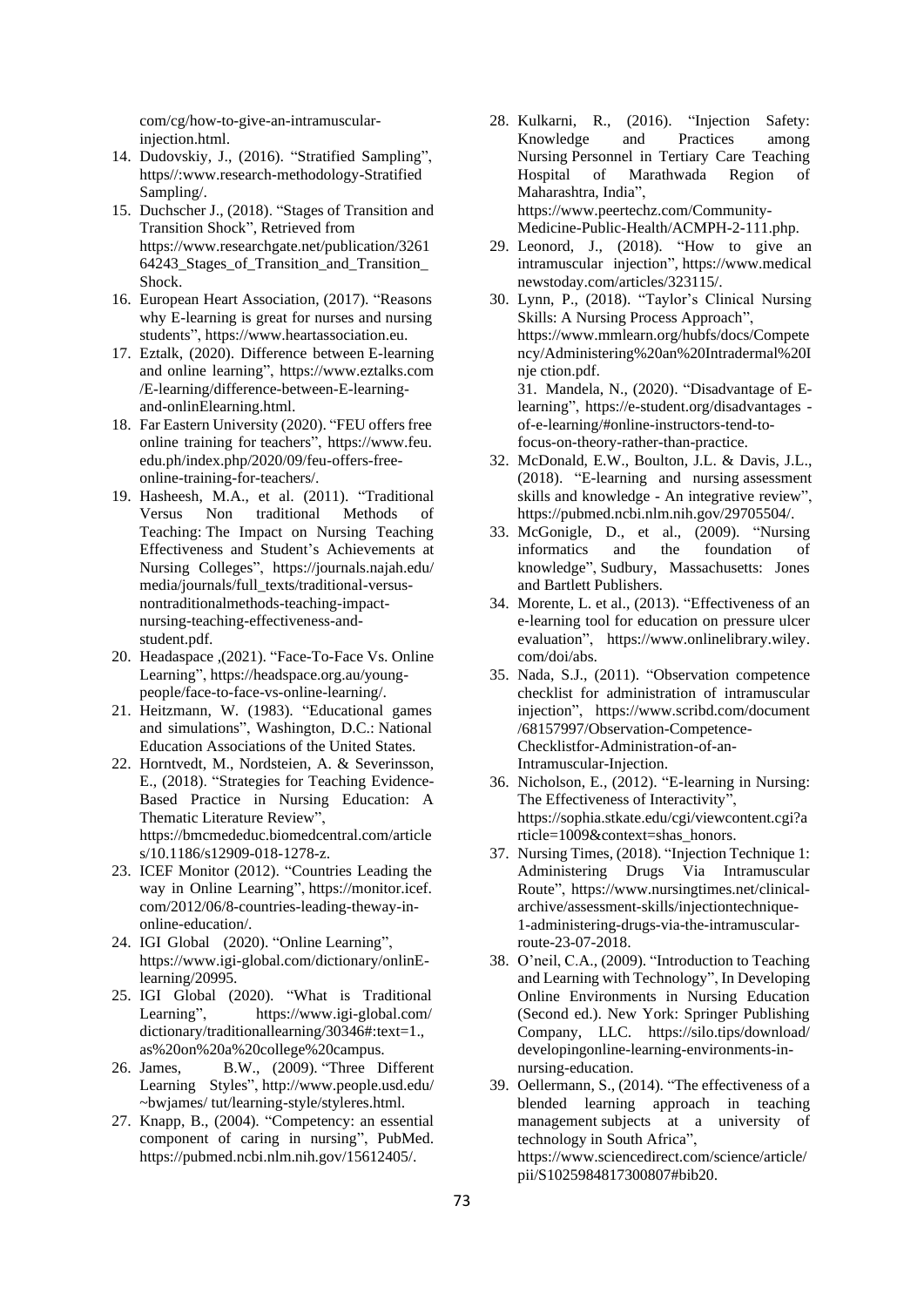com/cg/how-to-give-an-intramuscular-injection.html.

14. Dudovskiy, J., (2016). "Stratified Sampling", https//:www.research-methodology-Stratified Sampling/.
15. Duchscher J., (2018). "Stages of Transition and Transition Shock", Retrieved from https://www.researchgate.net/publication/326164243_Stages_of_Transition_and_Transition_Shock.
16. European Heart Association, (2017). "Reasons why E-learning is great for nurses and nursing students", https://www.heartassociation.eu.
17. Eztalk, (2020). Difference between E-learning and online learning", https://www.eztalks.com/E-learning/difference-between-E-learning-and-onlinElearning.html.
18. Far Eastern University (2020). "FEU offers free online training for teachers", https://www.feu.edu.ph/index.php/2020/09/feu-offers-free-online-training-for-teachers/.
19. Hasheesh, M.A., et al. (2011). "Traditional Versus Non traditional Methods of Teaching: The Impact on Nursing Teaching Effectiveness and Student's Achievements at Nursing Colleges", https://journals.najah.edu/media/journals/full_texts/traditional-versus-nontraditionalmethods-teaching-impact-nursing-teaching-effectiveness-and-student.pdf.
20. Headaspace ,(2021). "Face-To-Face Vs. Online Learning", https://headspace.org.au/young-people/face-to-face-vs-online-learning/.
21. Heitzmann, W. (1983). "Educational games and simulations", Washington, D.C.: National Education Associations of the United States.
22. Horntvedt, M., Nordsteien, A. & Severinsson, E., (2018). "Strategies for Teaching Evidence-Based Practice in Nursing Education: A Thematic Literature Review", https://bmcmededuc.biomedcentral.com/articles/10.1186/s12909-018-1278-z.
23. ICEF Monitor (2012). "Countries Leading the way in Online Learning", https://monitor.icef.com/2012/06/8-countries-leading-theway-in-online-education/.
24. IGI Global (2020). "Online Learning", https://www.igi-global.com/dictionary/onlinE-learning/20995.
25. IGI Global (2020). "What is Traditional Learning", https://www.igi-global.com/dictionary/traditionallearning/30346#:text=1., as%20on%20a%20college%20campus.
26. James, B.W., (2009). "Three Different Learning Styles", http://www.people.usd.edu/~bwjames/ tut/learning-style/styleres.html.
27. Knapp, B., (2004). "Competency: an essential component of caring in nursing", PubMed. https://pubmed.ncbi.nlm.nih.gov/15612405/.
28. Kulkarni, R., (2016). "Injection Safety: Knowledge and Practices among Nursing Personnel in Tertiary Care Teaching Hospital of Marathwada Region of Maharashtra, India", https://www.peertechz.com/Community-Medicine-Public-Health/ACMPH-2-111.php.
29. Leonord, J., (2018). "How to give an intramuscular injection", https://www.medicalnewstoday.com/articles/323115/.
30. Lynn, P., (2018). "Taylor's Clinical Nursing Skills: A Nursing Process Approach", https://www.mmlearn.org/hubfs/docs/Competency/Administering%20an%20Intradermal%20Inje ction.pdf.
31. Mandela, N., (2020). "Disadvantage of E-learning", https://e-student.org/disadvantages -of-e-learning/#online-instructors-tend-to-focus-on-theory-rather-than-practice.
32. McDonald, E.W., Boulton, J.L. & Davis, J.L., (2018). "E-learning and nursing assessment skills and knowledge - An integrative review", https://pubmed.ncbi.nlm.nih.gov/29705504/.
33. McGonigle, D., et al., (2009). "Nursing informatics and the foundation of knowledge", Sudbury, Massachusetts: Jones and Bartlett Publishers.
34. Morente, L. et al., (2013). "Effectiveness of an e-learning tool for education on pressure ulcer evaluation", https://www.onlinelibrary.wiley.com/doi/abs.
35. Nada, S.J., (2011). "Observation competence checklist for administration of intramuscular injection", https://www.scribd.com/document/68157997/Observation-Competence-Checklistfor-Administration-of-an-Intramuscular-Injection.
36. Nicholson, E., (2012). "E-learning in Nursing: The Effectiveness of Interactivity", https://sophia.stkate.edu/cgi/viewcontent.cgi?article=1009&context=shas_honors.
37. Nursing Times, (2018). "Injection Technique 1: Administering Drugs Via Intramuscular Route", https://www.nursingtimes.net/clinical-archive/assessment-skills/injectiontechnique-1-administering-drugs-via-the-intramuscular-route-23-07-2018.
38. O'neil, C.A., (2009). "Introduction to Teaching and Learning with Technology", In Developing Online Environments in Nursing Education (Second ed.). New York: Springer Publishing Company, LLC. https://silo.tips/download/developingonline-learning-environments-in-nursing-education.
39. Oellermann, S., (2014). "The effectiveness of a blended learning approach in teaching management subjects at a university of technology in South Africa", https://www.sciencedirect.com/science/article/pii/S1025984817300807#bib20.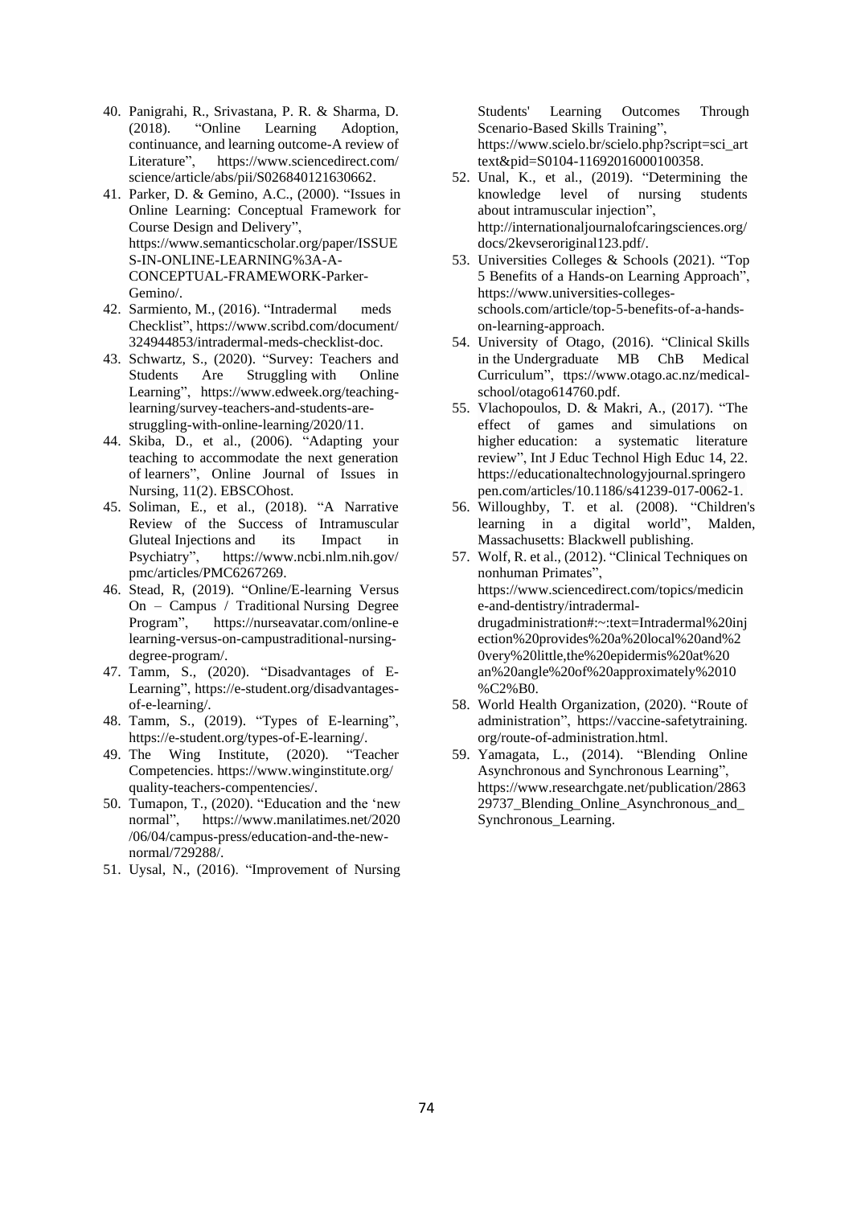40. Panigrahi, R., Srivastana, P. R. & Sharma, D. (2018). "Online Learning Adoption, continuance, and learning outcome-A review of Literature", https://www.sciencedirect.com/science/article/abs/pii/S026840121630662.
41. Parker, D. & Gemino, A.C., (2000). "Issues in Online Learning: Conceptual Framework for Course Design and Delivery", https://www.semanticscholar.org/paper/ISSUES-IN-ONLINE-LEARNING%3A-A-CONCEPTUAL-FRAMEWORK-Parker-Gemino/.
42. Sarmiento, M., (2016). "Intradermal meds Checklist", https://www.scribd.com/document/324944853/intradermal-meds-checklist-doc.
43. Schwartz, S., (2020). "Survey: Teachers and Students Are Struggling with Online Learning", https://www.edweek.org/teaching-learning/survey-teachers-and-students-are-struggling-with-online-learning/2020/11.
44. Skiba, D., et al., (2006). "Adapting your teaching to accommodate the next generation of learners", Online Journal of Issues in Nursing, 11(2). EBSCOhost.
45. Soliman, E., et al., (2018). "A Narrative Review of the Success of Intramuscular Gluteal Injections and its Impact in Psychiatry", https://www.ncbi.nlm.nih.gov/pmc/articles/PMC6267269.
46. Stead, R, (2019). "Online/E-learning Versus On – Campus / Traditional Nursing Degree Program", https://nurseavatar.com/online-elearning-versus-on-campustraditional-nursing-degree-program/.
47. Tamm, S., (2020). "Disadvantages of E-Learning", https://e-student.org/disadvantages-of-e-learning/.
48. Tamm, S., (2019). "Types of E-learning", https://e-student.org/types-of-E-learning/.
49. The Wing Institute, (2020). "Teacher Competencies. https://www.winginstitute.org/quality-teachers-compentencies/.
50. Tumapon, T., (2020). "Education and the 'new normal", https://www.manilatimes.net/2020/06/04/campus-press/education-and-the-new-normal/729288/.
51. Uysal, N., (2016). "Improvement of Nursing Students' Learning Outcomes Through Scenario-Based Skills Training", https://www.scielo.br/scielo.php?script=sci_arttext&pid=S0104-11692016000100358.
52. Unal, K., et al., (2019). "Determining the knowledge level of nursing students about intramuscular injection", http://internationaljournalofcaringsciences.org/docs/2kevseroriginal123.pdf/.
53. Universities Colleges & Schools (2021). "Top 5 Benefits of a Hands-on Learning Approach", https://www.universities-colleges-schools.com/article/top-5-benefits-of-a-hands-on-learning-approach.
54. University of Otago, (2016). "Clinical Skills in the Undergraduate MB ChB Medical Curriculum", ttps://www.otago.ac.nz/medical-school/otago614760.pdf.
55. Vlachopoulos, D. & Makri, A., (2017). "The effect of games and simulations on higher education: a systematic literature review", Int J Educ Technol High Educ 14, 22. https://educationaltechnologyjournal.springeropen.com/articles/10.1186/s41239-017-0062-1.
56. Willoughby, T. et al. (2008). "Children's learning in a digital world", Malden, Massachusetts: Blackwell publishing.
57. Wolf, R. et al., (2012). "Clinical Techniques on nonhuman Primates", https://www.sciencedirect.com/topics/medicine-and-dentistry/intradermal-drugadministration#:~:text=Intradermal%20injection%20provides%20a%20local%20and%20very%20little,the%20epidermis%20at%20an%20angle%20of%20approximately%2010%C2%B0.
58. World Health Organization, (2020). "Route of administration", https://vaccine-safetytraining.org/route-of-administration.html.
59. Yamagata, L., (2014). "Blending Online Asynchronous and Synchronous Learning", https://www.researchgate.net/publication/286329737_Blending_Online_Asynchronous_and_Synchronous_Learning.